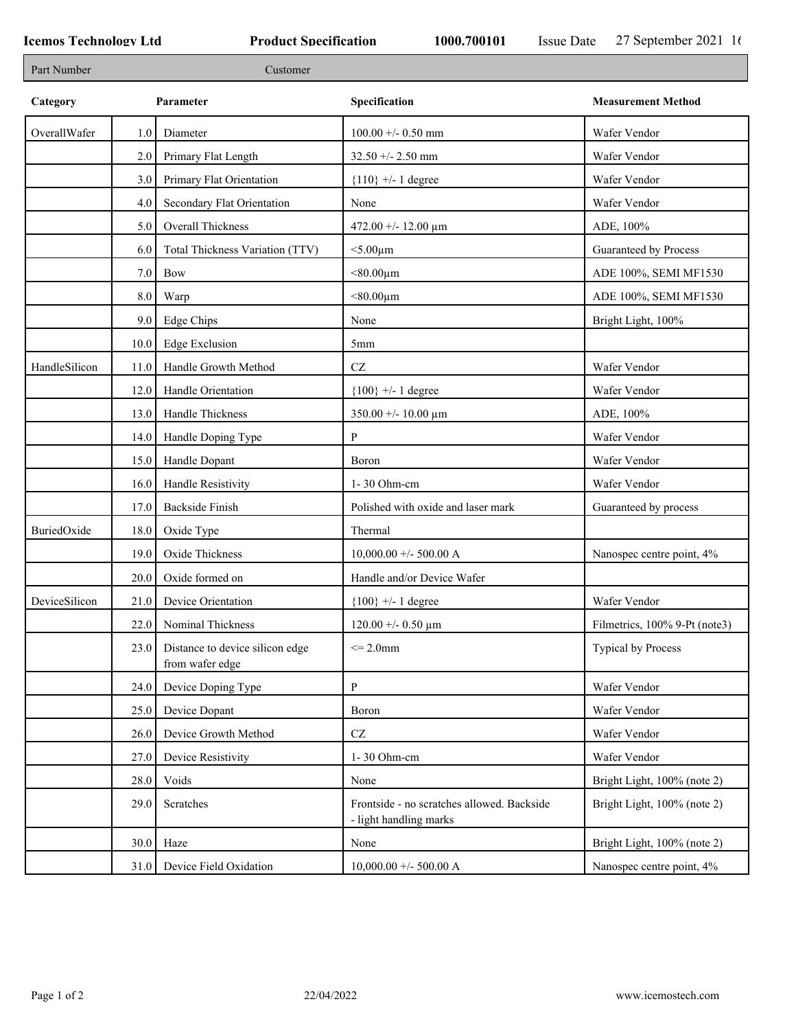Icemos Technology Ltd | Product Specification | 1000.700101 | Issue Date 27 September 2021 16

| Part Number | Customer |
|---|---|

| Category | | Parameter | Specification | Measurement Method |
|---|---|---|---|---|
| OverallWafer | 1.0 | Diameter | 100.00 +/- 0.50 mm | Wafer Vendor |
| | 2.0 | Primary Flat Length | 32.50 +/- 2.50 mm | Wafer Vendor |
| | 3.0 | Primary Flat Orientation | {110} +/- 1 degree | Wafer Vendor |
| | 4.0 | Secondary Flat Orientation | None | Wafer Vendor |
| | 5.0 | Overall Thickness | 472.00 +/- 12.00 µm | ADE, 100% |
| | 6.0 | Total Thickness Variation (TTV) | <5.00µm | Guaranteed by Process |
| | 7.0 | Bow | <80.00µm | ADE 100%, SEMI MF1530 |
| | 8.0 | Warp | <80.00µm | ADE 100%, SEMI MF1530 |
| | 9.0 | Edge Chips | None | Bright Light, 100% |
| | 10.0 | Edge Exclusion | 5mm | |
| HandleSilicon | 11.0 | Handle Growth Method | CZ | Wafer Vendor |
| | 12.0 | Handle Orientation | {100} +/- 1 degree | Wafer Vendor |
| | 13.0 | Handle Thickness | 350.00 +/- 10.00 µm | ADE, 100% |
| | 14.0 | Handle Doping Type | P | Wafer Vendor |
| | 15.0 | Handle Dopant | Boron | Wafer Vendor |
| | 16.0 | Handle Resistivity | 1- 30 Ohm-cm | Wafer Vendor |
| | 17.0 | Backside Finish | Polished with oxide and laser mark | Guaranteed by process |
| BuriedOxide | 18.0 | Oxide Type | Thermal | |
| | 19.0 | Oxide Thickness | 10,000.00 +/- 500.00 A | Nanospec centre point, 4% |
| | 20.0 | Oxide formed on | Handle and/or Device Wafer | |
| DeviceSilicon | 21.0 | Device Orientation | {100} +/- 1 degree | Wafer Vendor |
| | 22.0 | Nominal Thickness | 120.00 +/- 0.50 µm | Filmetrics, 100% 9-Pt (note3) |
| | 23.0 | Distance to device silicon edge from wafer edge | <= 2.0mm | Typical by Process |
| | 24.0 | Device Doping Type | P | Wafer Vendor |
| | 25.0 | Device Dopant | Boron | Wafer Vendor |
| | 26.0 | Device Growth Method | CZ | Wafer Vendor |
| | 27.0 | Device Resistivity | 1- 30 Ohm-cm | Wafer Vendor |
| | 28.0 | Voids | None | Bright Light, 100% (note 2) |
| | 29.0 | Scratches | Frontside - no scratches allowed. Backside - light handling marks | Bright Light, 100% (note 2) |
| | 30.0 | Haze | None | Bright Light, 100% (note 2) |
| | 31.0 | Device Field Oxidation | 10,000.00 +/- 500.00 A | Nanospec centre point, 4% |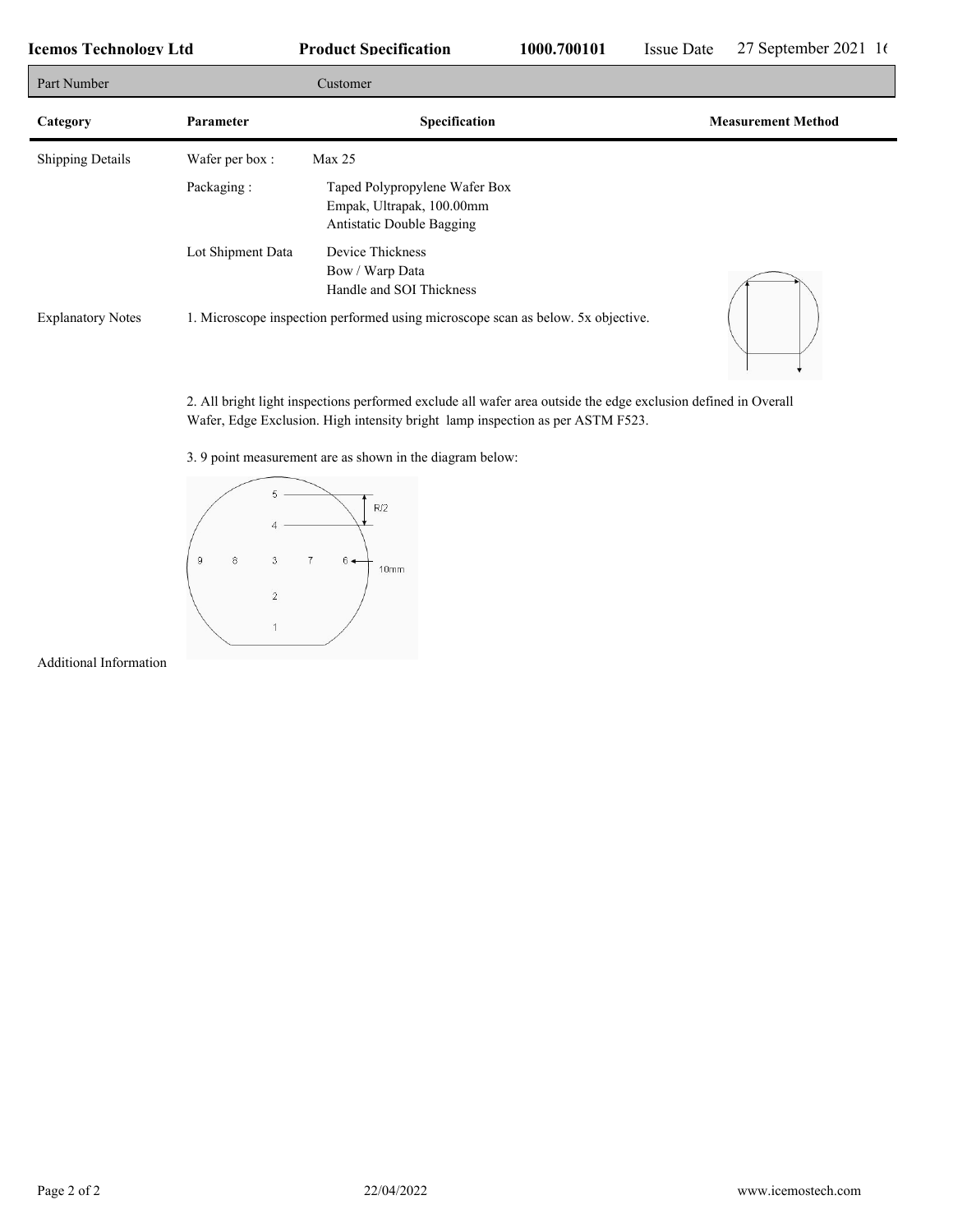| Part Number | | Customer | |
|---|---|---|---|
| **Category** | **Parameter** | **Specification** | **Measurement Method** |
| Shipping Details | Wafer per box : | Max 25 | |
| | Packaging : | Taped Polypropylene Wafer Box<br>Empak, Ultrapak, 100.00mm<br>Antistatic Double Bagging | |
| | Lot Shipment Data | Device Thickness<br>Bow / Warp Data<br>Handle and SOI Thickness | |
| Explanatory Notes | 1. Microscope inspection performed using microscope scan as below. 5x objective. | | |
| | 2. All bright light inspections performed exclude all wafer area outside the edge exclusion defined in Overall Wafer, Edge Exclusion. High intensity bright lamp inspection as per ASTM F523. | | |
| | 3. 9 point measurement are as shown in the diagram below: | | |
| Additional Information | | | |

5

R/2

4

9 8 3 7 6

10mm

2

1